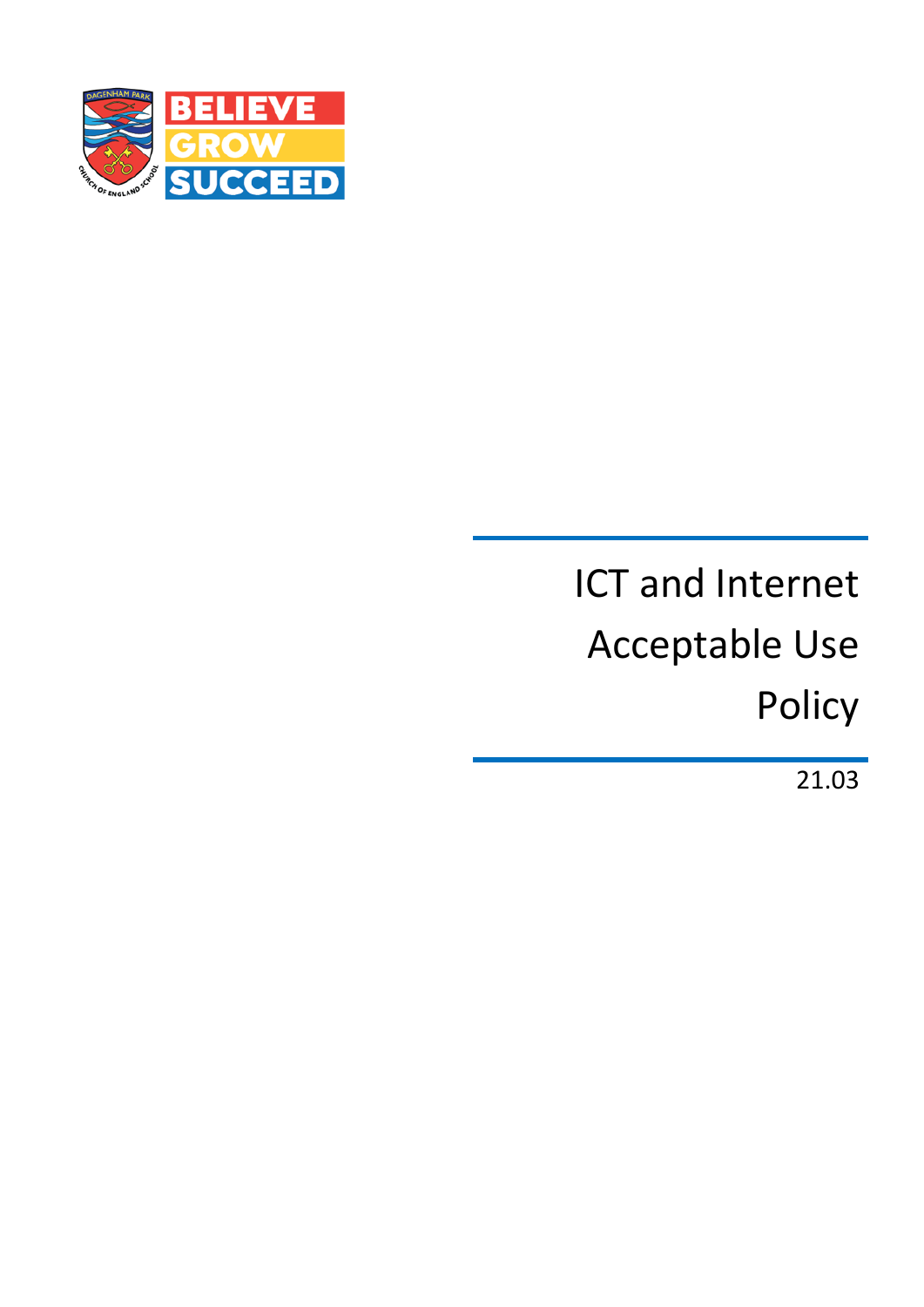BELIEVE
GROW
SUCCEED

# ICT and Internet Acceptable Use Policy

21.03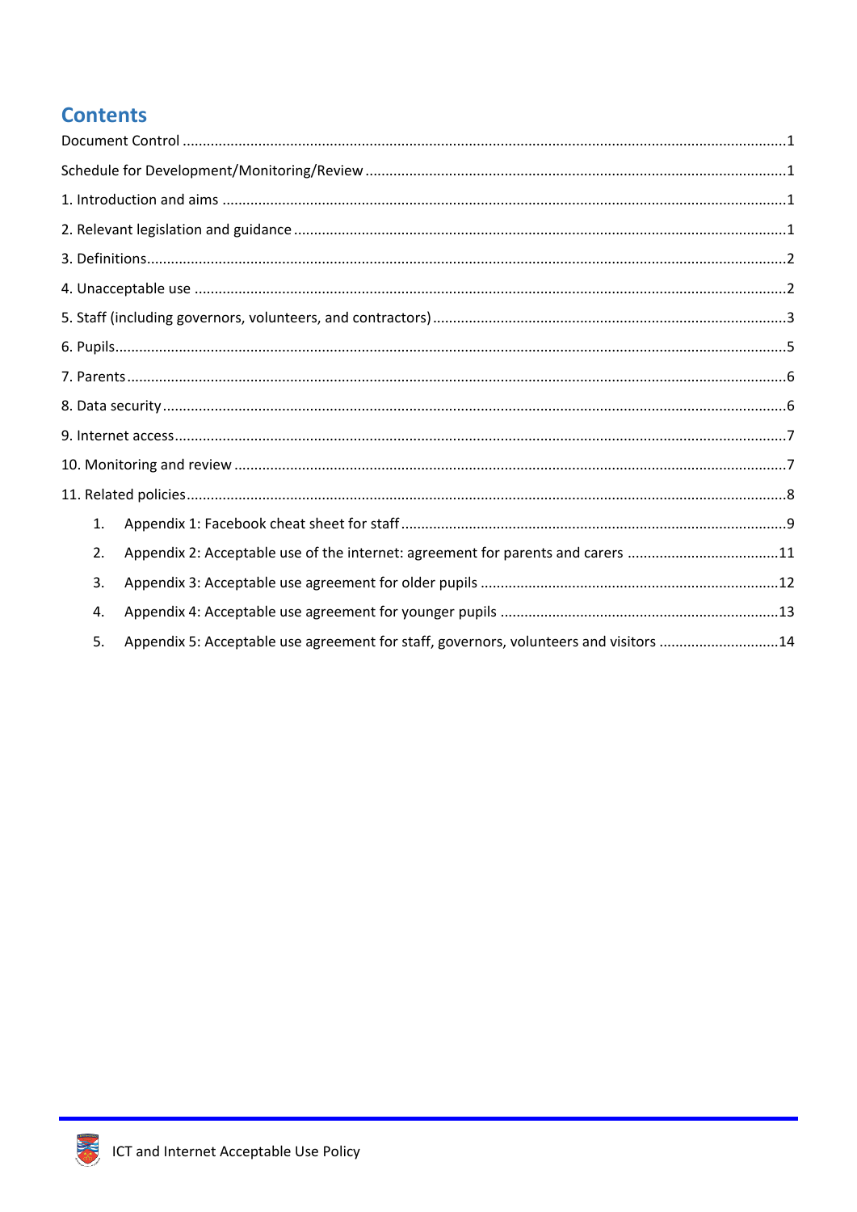## Contents

Document Control ..... 1

Schedule for Development/Monitoring/Review ..... 1

1. Introduction and aims ..... 1

2. Relevant legislation and guidance ..... 1

3. Definitions ..... 2

4. Unacceptable use ..... 2

5. Staff (including governors, volunteers, and contractors) ..... 3

6. Pupils ..... 5

7. Parents ..... 6

8. Data security ..... 6

9. Internet access ..... 7

10. Monitoring and review ..... 7

11. Related policies ..... 8

1. Appendix 1: Facebook cheat sheet for staff ..... 9
2. Appendix 2: Acceptable use of the internet: agreement for parents and carers ..... 11
3. Appendix 3: Acceptable use agreement for older pupils ..... 12
4. Appendix 4: Acceptable use agreement for younger pupils ..... 13
5. Appendix 5: Acceptable use agreement for staff, governors, volunteers and visitors ..... 14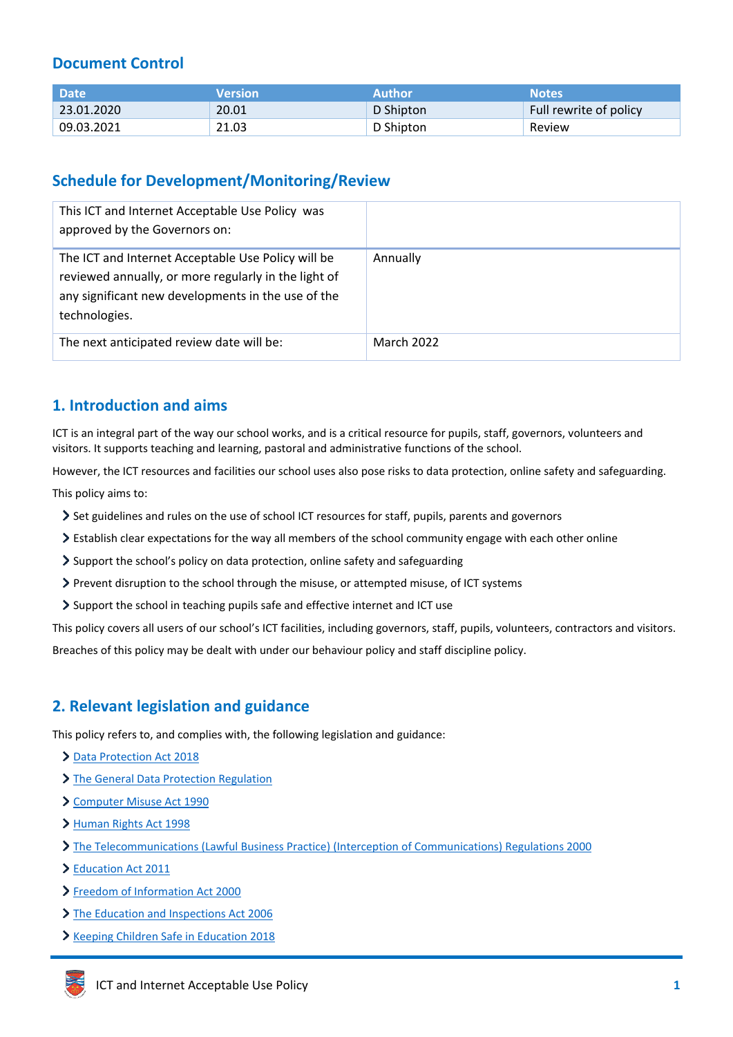## Document Control

| Date | Version | Author | Notes |
|---|---|---|---|
| 23.01.2020 | 20.01 | D Shipton | Full rewrite of policy |
| 09.03.2021 | 21.03 | D Shipton | Review |

## Schedule for Development/Monitoring/Review

| This ICT and Internet Acceptable Use Policy was approved by the Governors on: | |
|---|---|
| The ICT and Internet Acceptable Use Policy will be reviewed annually, or more regularly in the light of any significant new developments in the use of the technologies. | Annually |
| The next anticipated review date will be: | March 2022 |

## 1. Introduction and aims

ICT is an integral part of the way our school works, and is a critical resource for pupils, staff, governors, volunteers and visitors. It supports teaching and learning, pastoral and administrative functions of the school.

However, the ICT resources and facilities our school uses also pose risks to data protection, online safety and safeguarding.

This policy aims to:

- Set guidelines and rules on the use of school ICT resources for staff, pupils, parents and governors
- Establish clear expectations for the way all members of the school community engage with each other online
- Support the school's policy on data protection, online safety and safeguarding
- Prevent disruption to the school through the misuse, or attempted misuse, of ICT systems
- Support the school in teaching pupils safe and effective internet and ICT use

This policy covers all users of our school's ICT facilities, including governors, staff, pupils, volunteers, contractors and visitors.

Breaches of this policy may be dealt with under our behaviour policy and staff discipline policy.

## 2. Relevant legislation and guidance

This policy refers to, and complies with, the following legislation and guidance:

- Data Protection Act 2018
- The General Data Protection Regulation
- Computer Misuse Act 1990
- Human Rights Act 1998
- The Telecommunications (Lawful Business Practice) (Interception of Communications) Regulations 2000
- Education Act 2011
- Freedom of Information Act 2000
- The Education and Inspections Act 2006
- Keeping Children Safe in Education 2018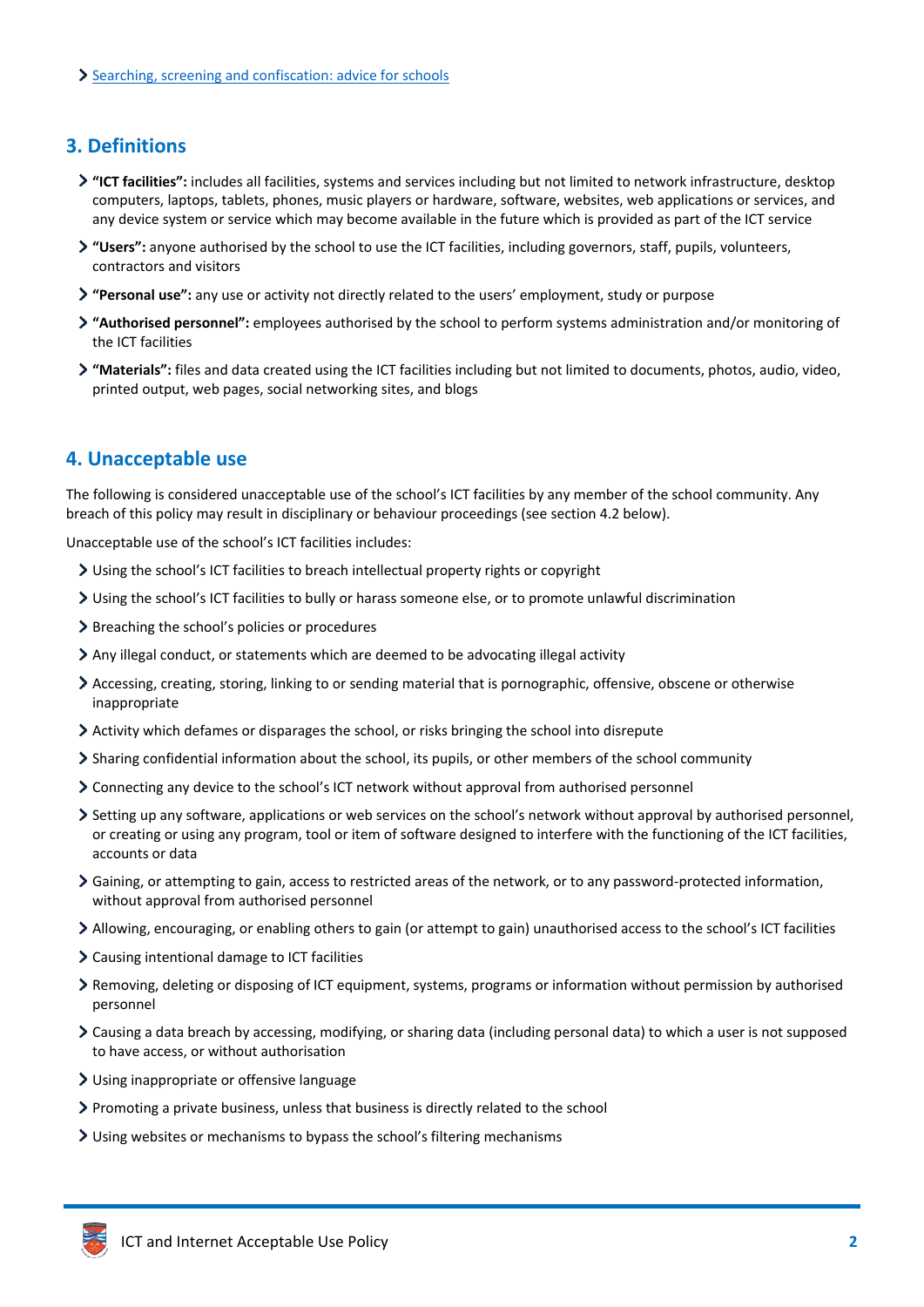- [Searching, screening and confiscation: advice for schools](#)

## 3. Definitions

- **"ICT facilities":** includes all facilities, systems and services including but not limited to network infrastructure, desktop computers, laptops, tablets, phones, music players or hardware, software, websites, web applications or services, and any device system or service which may become available in the future which is provided as part of the ICT service
- **"Users":** anyone authorised by the school to use the ICT facilities, including governors, staff, pupils, volunteers, contractors and visitors
- **"Personal use":** any use or activity not directly related to the users' employment, study or purpose
- **"Authorised personnel":** employees authorised by the school to perform systems administration and/or monitoring of the ICT facilities
- **"Materials":** files and data created using the ICT facilities including but not limited to documents, photos, audio, video, printed output, web pages, social networking sites, and blogs

## 4. Unacceptable use

The following is considered unacceptable use of the school's ICT facilities by any member of the school community. Any breach of this policy may result in disciplinary or behaviour proceedings (see section 4.2 below).

Unacceptable use of the school's ICT facilities includes:

- Using the school's ICT facilities to breach intellectual property rights or copyright
- Using the school's ICT facilities to bully or harass someone else, or to promote unlawful discrimination
- Breaching the school's policies or procedures
- Any illegal conduct, or statements which are deemed to be advocating illegal activity
- Accessing, creating, storing, linking to or sending material that is pornographic, offensive, obscene or otherwise inappropriate
- Activity which defames or disparages the school, or risks bringing the school into disrepute
- Sharing confidential information about the school, its pupils, or other members of the school community
- Connecting any device to the school's ICT network without approval from authorised personnel
- Setting up any software, applications or web services on the school's network without approval by authorised personnel, or creating or using any program, tool or item of software designed to interfere with the functioning of the ICT facilities, accounts or data
- Gaining, or attempting to gain, access to restricted areas of the network, or to any password-protected information, without approval from authorised personnel
- Allowing, encouraging, or enabling others to gain (or attempt to gain) unauthorised access to the school's ICT facilities
- Causing intentional damage to ICT facilities
- Removing, deleting or disposing of ICT equipment, systems, programs or information without permission by authorised personnel
- Causing a data breach by accessing, modifying, or sharing data (including personal data) to which a user is not supposed to have access, or without authorisation
- Using inappropriate or offensive language
- Promoting a private business, unless that business is directly related to the school
- Using websites or mechanisms to bypass the school's filtering mechanisms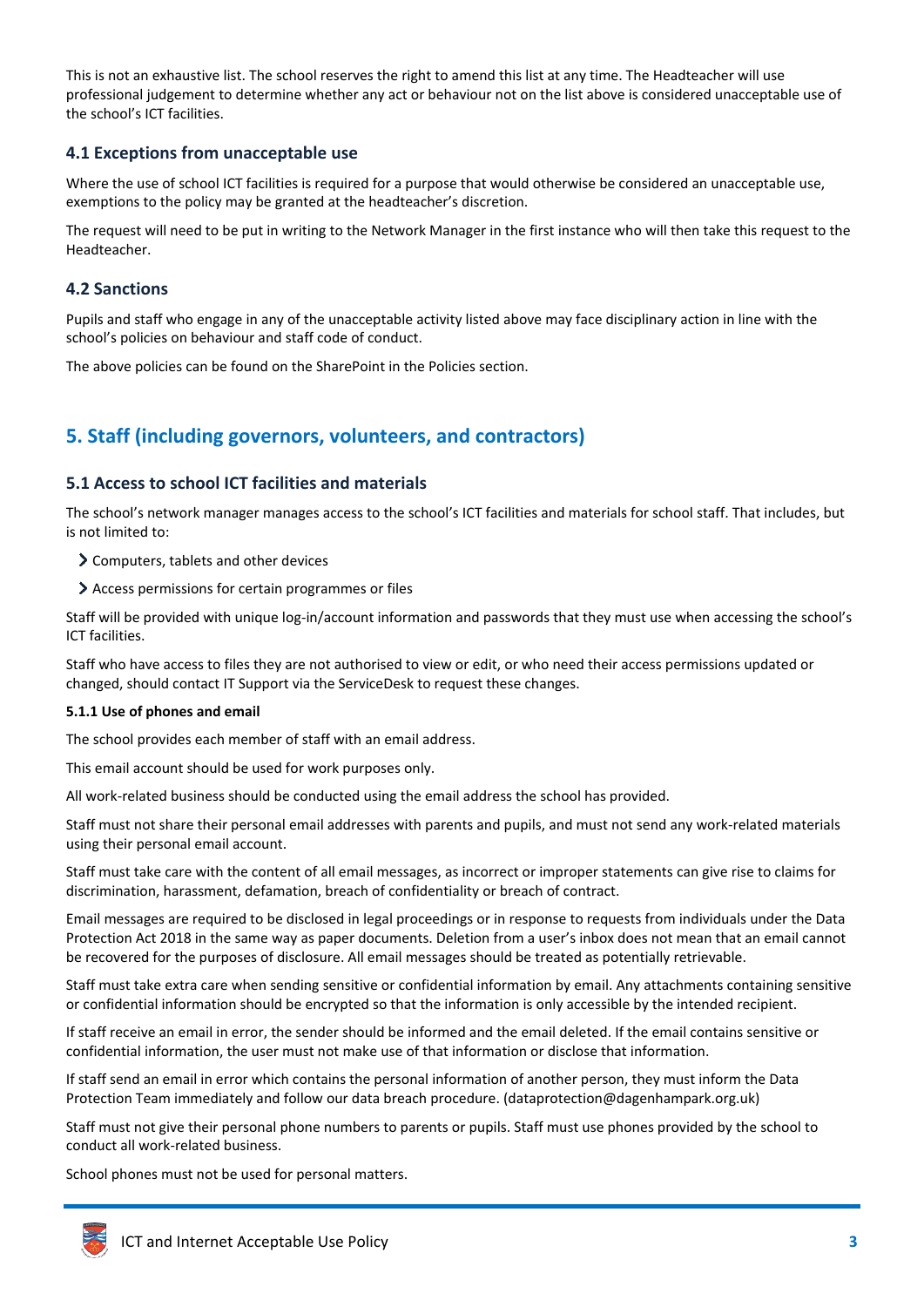This is not an exhaustive list. The school reserves the right to amend this list at any time. The Headteacher will use professional judgement to determine whether any act or behaviour not on the list above is considered unacceptable use of the school's ICT facilities.

### 4.1 Exceptions from unacceptable use

Where the use of school ICT facilities is required for a purpose that would otherwise be considered an unacceptable use, exemptions to the policy may be granted at the headteacher's discretion.

The request will need to be put in writing to the Network Manager in the first instance who will then take this request to the Headteacher.

### 4.2 Sanctions

Pupils and staff who engage in any of the unacceptable activity listed above may face disciplinary action in line with the school's policies on behaviour and staff code of conduct.

The above policies can be found on the SharePoint in the Policies section.

## 5. Staff (including governors, volunteers, and contractors)

### 5.1 Access to school ICT facilities and materials

The school's network manager manages access to the school's ICT facilities and materials for school staff. That includes, but is not limited to:

- Computers, tablets and other devices
- Access permissions for certain programmes or files

Staff will be provided with unique log-in/account information and passwords that they must use when accessing the school's ICT facilities.

Staff who have access to files they are not authorised to view or edit, or who need their access permissions updated or changed, should contact IT Support via the ServiceDesk to request these changes.

#### 5.1.1 Use of phones and email

The school provides each member of staff with an email address.

This email account should be used for work purposes only.

All work-related business should be conducted using the email address the school has provided.

Staff must not share their personal email addresses with parents and pupils, and must not send any work-related materials using their personal email account.

Staff must take care with the content of all email messages, as incorrect or improper statements can give rise to claims for discrimination, harassment, defamation, breach of confidentiality or breach of contract.

Email messages are required to be disclosed in legal proceedings or in response to requests from individuals under the Data Protection Act 2018 in the same way as paper documents. Deletion from a user's inbox does not mean that an email cannot be recovered for the purposes of disclosure. All email messages should be treated as potentially retrievable.

Staff must take extra care when sending sensitive or confidential information by email. Any attachments containing sensitive or confidential information should be encrypted so that the information is only accessible by the intended recipient.

If staff receive an email in error, the sender should be informed and the email deleted. If the email contains sensitive or confidential information, the user must not make use of that information or disclose that information.

If staff send an email in error which contains the personal information of another person, they must inform the Data Protection Team immediately and follow our data breach procedure. (dataprotection@dagenhampark.org.uk)

Staff must not give their personal phone numbers to parents or pupils. Staff must use phones provided by the school to conduct all work-related business.

School phones must not be used for personal matters.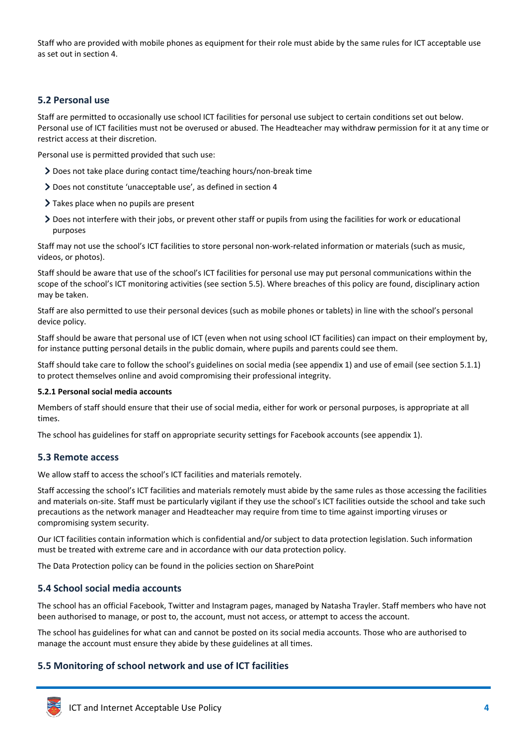Staff who are provided with mobile phones as equipment for their role must abide by the same rules for ICT acceptable use as set out in section 4.

### 5.2 Personal use

Staff are permitted to occasionally use school ICT facilities for personal use subject to certain conditions set out below. Personal use of ICT facilities must not be overused or abused. The Headteacher may withdraw permission for it at any time or restrict access at their discretion.

Personal use is permitted provided that such use:

- Does not take place during contact time/teaching hours/non-break time
- Does not constitute 'unacceptable use', as defined in section 4
- Takes place when no pupils are present
- Does not interfere with their jobs, or prevent other staff or pupils from using the facilities for work or educational purposes

Staff may not use the school's ICT facilities to store personal non-work-related information or materials (such as music, videos, or photos).

Staff should be aware that use of the school's ICT facilities for personal use may put personal communications within the scope of the school's ICT monitoring activities (see section 5.5). Where breaches of this policy are found, disciplinary action may be taken.

Staff are also permitted to use their personal devices (such as mobile phones or tablets) in line with the school's personal device policy.

Staff should be aware that personal use of ICT (even when not using school ICT facilities) can impact on their employment by, for instance putting personal details in the public domain, where pupils and parents could see them.

Staff should take care to follow the school's guidelines on social media (see appendix 1) and use of email (see section 5.1.1) to protect themselves online and avoid compromising their professional integrity.

#### 5.2.1 Personal social media accounts

Members of staff should ensure that their use of social media, either for work or personal purposes, is appropriate at all times.

The school has guidelines for staff on appropriate security settings for Facebook accounts (see appendix 1).

### 5.3 Remote access

We allow staff to access the school's ICT facilities and materials remotely.

Staff accessing the school's ICT facilities and materials remotely must abide by the same rules as those accessing the facilities and materials on-site. Staff must be particularly vigilant if they use the school's ICT facilities outside the school and take such precautions as the network manager and Headteacher may require from time to time against importing viruses or compromising system security.

Our ICT facilities contain information which is confidential and/or subject to data protection legislation. Such information must be treated with extreme care and in accordance with our data protection policy.

The Data Protection policy can be found in the policies section on SharePoint

### 5.4 School social media accounts

The school has an official Facebook, Twitter and Instagram pages, managed by Natasha Trayler. Staff members who have not been authorised to manage, or post to, the account, must not access, or attempt to access the account.

The school has guidelines for what can and cannot be posted on its social media accounts. Those who are authorised to manage the account must ensure they abide by these guidelines at all times.

### 5.5 Monitoring of school network and use of ICT facilities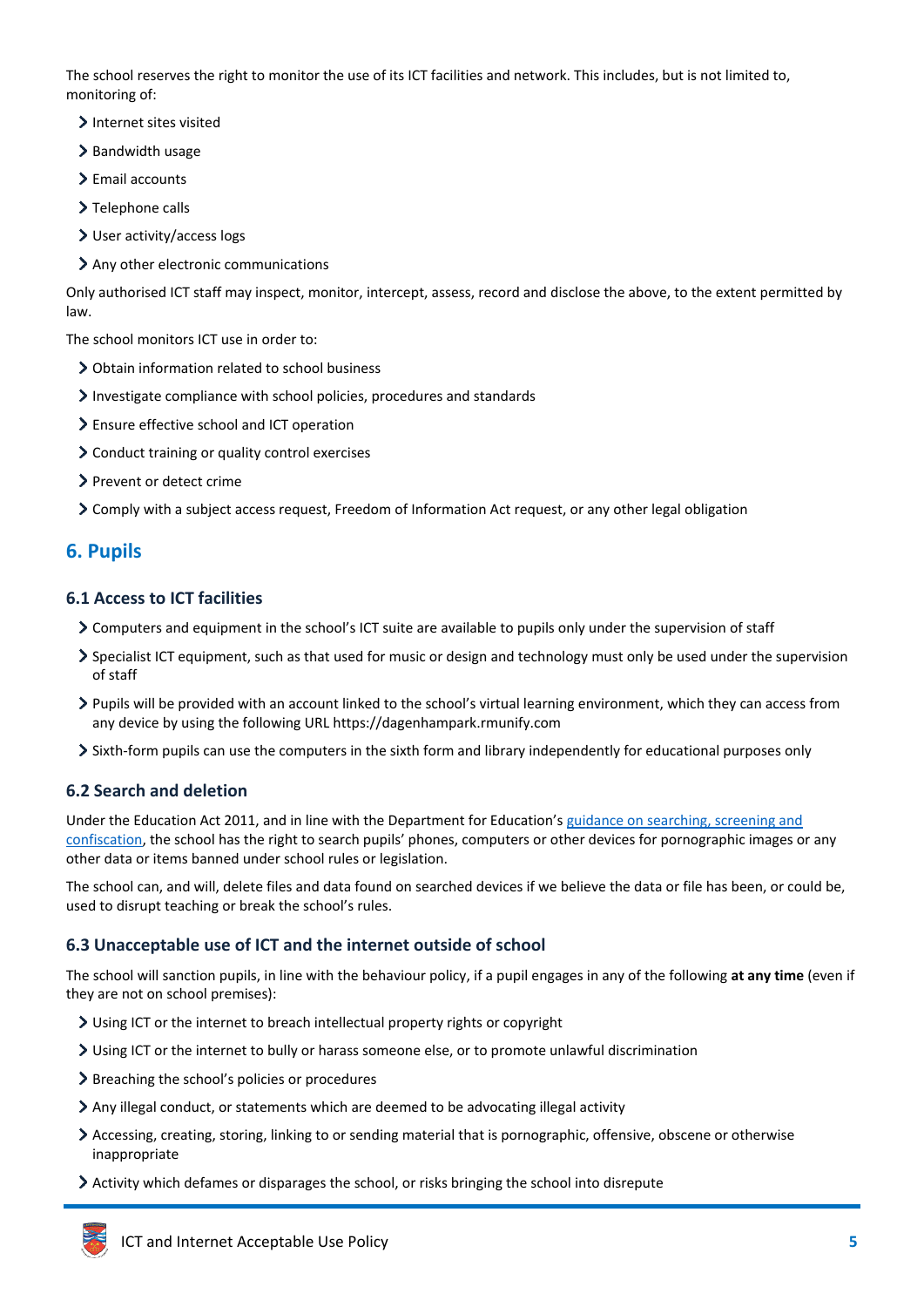The school reserves the right to monitor the use of its ICT facilities and network. This includes, but is not limited to, monitoring of:

- Internet sites visited
- Bandwidth usage
- Email accounts
- Telephone calls
- User activity/access logs
- Any other electronic communications

Only authorised ICT staff may inspect, monitor, intercept, assess, record and disclose the above, to the extent permitted by law.

The school monitors ICT use in order to:

- Obtain information related to school business
- Investigate compliance with school policies, procedures and standards
- Ensure effective school and ICT operation
- Conduct training or quality control exercises
- Prevent or detect crime
- Comply with a subject access request, Freedom of Information Act request, or any other legal obligation

## 6. Pupils

### 6.1 Access to ICT facilities

- Computers and equipment in the school's ICT suite are available to pupils only under the supervision of staff
- Specialist ICT equipment, such as that used for music or design and technology must only be used under the supervision of staff
- Pupils will be provided with an account linked to the school's virtual learning environment, which they can access from any device by using the following URL https://dagenhampark.rmunify.com
- Sixth-form pupils can use the computers in the sixth form and library independently for educational purposes only

### 6.2 Search and deletion

Under the Education Act 2011, and in line with the Department for Education's guidance on searching, screening and confiscation, the school has the right to search pupils' phones, computers or other devices for pornographic images or any other data or items banned under school rules or legislation.

The school can, and will, delete files and data found on searched devices if we believe the data or file has been, or could be, used to disrupt teaching or break the school's rules.

### 6.3 Unacceptable use of ICT and the internet outside of school

The school will sanction pupils, in line with the behaviour policy, if a pupil engages in any of the following **at any time** (even if they are not on school premises):

- Using ICT or the internet to breach intellectual property rights or copyright
- Using ICT or the internet to bully or harass someone else, or to promote unlawful discrimination
- Breaching the school's policies or procedures
- Any illegal conduct, or statements which are deemed to be advocating illegal activity
- Accessing, creating, storing, linking to or sending material that is pornographic, offensive, obscene or otherwise inappropriate
- Activity which defames or disparages the school, or risks bringing the school into disrepute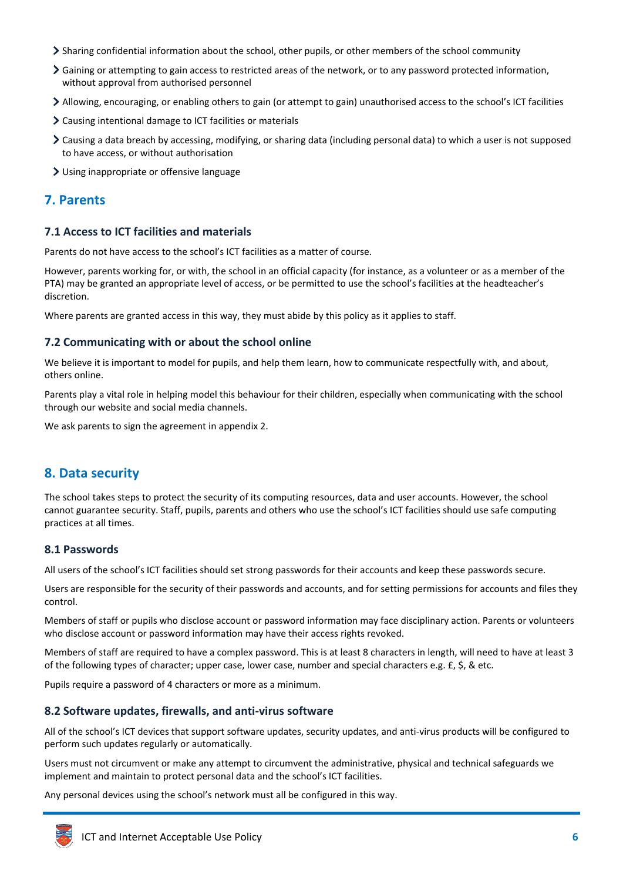- Sharing confidential information about the school, other pupils, or other members of the school community
- Gaining or attempting to gain access to restricted areas of the network, or to any password protected information, without approval from authorised personnel
- Allowing, encouraging, or enabling others to gain (or attempt to gain) unauthorised access to the school's ICT facilities
- Causing intentional damage to ICT facilities or materials
- Causing a data breach by accessing, modifying, or sharing data (including personal data) to which a user is not supposed to have access, or without authorisation
- Using inappropriate or offensive language

## 7. Parents

### 7.1 Access to ICT facilities and materials

Parents do not have access to the school's ICT facilities as a matter of course.

However, parents working for, or with, the school in an official capacity (for instance, as a volunteer or as a member of the PTA) may be granted an appropriate level of access, or be permitted to use the school's facilities at the headteacher's discretion.

Where parents are granted access in this way, they must abide by this policy as it applies to staff.

### 7.2 Communicating with or about the school online

We believe it is important to model for pupils, and help them learn, how to communicate respectfully with, and about, others online.

Parents play a vital role in helping model this behaviour for their children, especially when communicating with the school through our website and social media channels.

We ask parents to sign the agreement in appendix 2.

## 8. Data security

The school takes steps to protect the security of its computing resources, data and user accounts. However, the school cannot guarantee security. Staff, pupils, parents and others who use the school's ICT facilities should use safe computing practices at all times.

### 8.1 Passwords

All users of the school's ICT facilities should set strong passwords for their accounts and keep these passwords secure.

Users are responsible for the security of their passwords and accounts, and for setting permissions for accounts and files they control.

Members of staff or pupils who disclose account or password information may face disciplinary action. Parents or volunteers who disclose account or password information may have their access rights revoked.

Members of staff are required to have a complex password. This is at least 8 characters in length, will need to have at least 3 of the following types of character; upper case, lower case, number and special characters e.g. £, $, & etc.

Pupils require a password of 4 characters or more as a minimum.

### 8.2 Software updates, firewalls, and anti-virus software

All of the school's ICT devices that support software updates, security updates, and anti-virus products will be configured to perform such updates regularly or automatically.

Users must not circumvent or make any attempt to circumvent the administrative, physical and technical safeguards we implement and maintain to protect personal data and the school's ICT facilities.

Any personal devices using the school's network must all be configured in this way.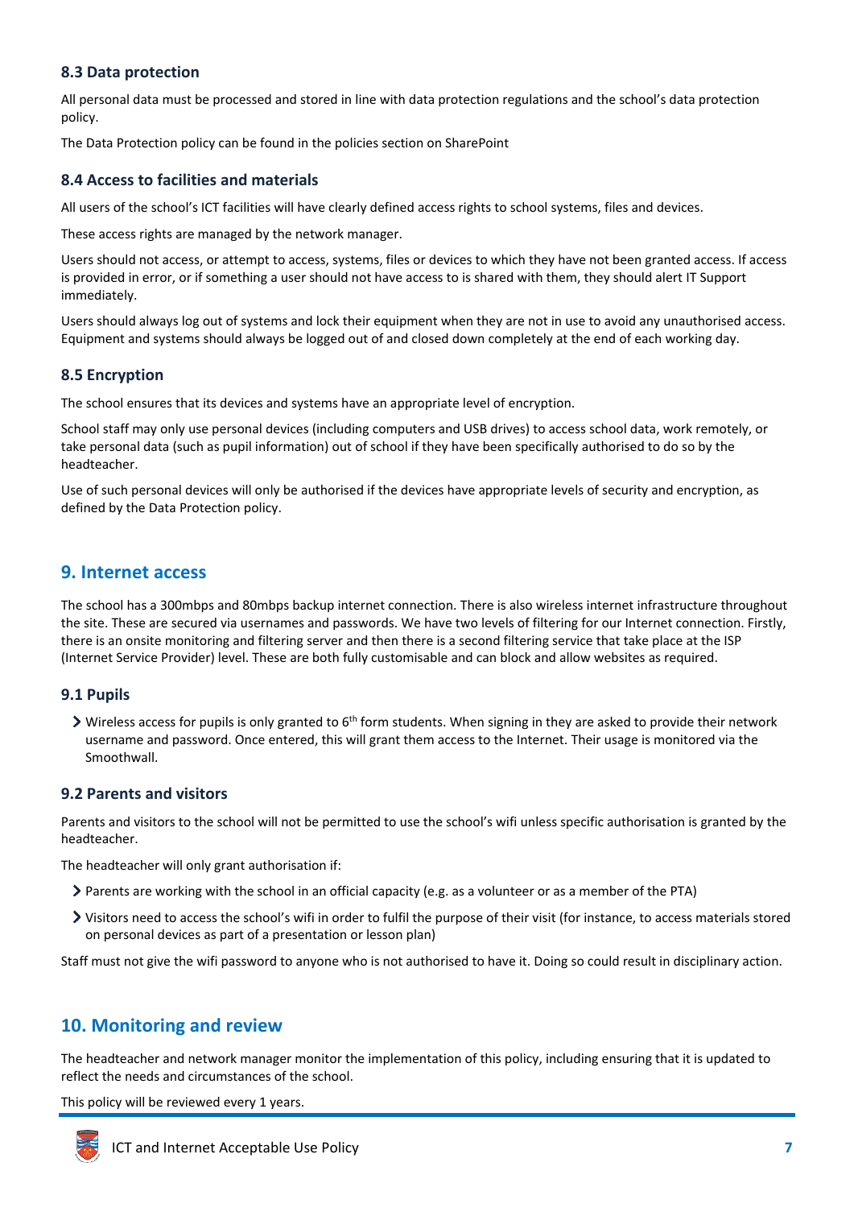### 8.3 Data protection

All personal data must be processed and stored in line with data protection regulations and the school's data protection policy.

The Data Protection policy can be found in the policies section on SharePoint

### 8.4 Access to facilities and materials

All users of the school's ICT facilities will have clearly defined access rights to school systems, files and devices.

These access rights are managed by the network manager.

Users should not access, or attempt to access, systems, files or devices to which they have not been granted access. If access is provided in error, or if something a user should not have access to is shared with them, they should alert IT Support immediately.

Users should always log out of systems and lock their equipment when they are not in use to avoid any unauthorised access. Equipment and systems should always be logged out of and closed down completely at the end of each working day.

### 8.5 Encryption

The school ensures that its devices and systems have an appropriate level of encryption.

School staff may only use personal devices (including computers and USB drives) to access school data, work remotely, or take personal data (such as pupil information) out of school if they have been specifically authorised to do so by the headteacher.

Use of such personal devices will only be authorised if the devices have appropriate levels of security and encryption, as defined by the Data Protection policy.

## 9. Internet access

The school has a 300mbps and 80mbps backup internet connection. There is also wireless internet infrastructure throughout the site. These are secured via usernames and passwords. We have two levels of filtering for our Internet connection. Firstly, there is an onsite monitoring and filtering server and then there is a second filtering service that take place at the ISP (Internet Service Provider) level. These are both fully customisable and can block and allow websites as required.

### 9.1 Pupils

- Wireless access for pupils is only granted to 6th form students. When signing in they are asked to provide their network username and password. Once entered, this will grant them access to the Internet. Their usage is monitored via the Smoothwall.

### 9.2 Parents and visitors

Parents and visitors to the school will not be permitted to use the school's wifi unless specific authorisation is granted by the headteacher.

The headteacher will only grant authorisation if:

- Parents are working with the school in an official capacity (e.g. as a volunteer or as a member of the PTA)
- Visitors need to access the school's wifi in order to fulfil the purpose of their visit (for instance, to access materials stored on personal devices as part of a presentation or lesson plan)

Staff must not give the wifi password to anyone who is not authorised to have it. Doing so could result in disciplinary action.

## 10. Monitoring and review

The headteacher and network manager monitor the implementation of this policy, including ensuring that it is updated to reflect the needs and circumstances of the school.

This policy will be reviewed every 1 years.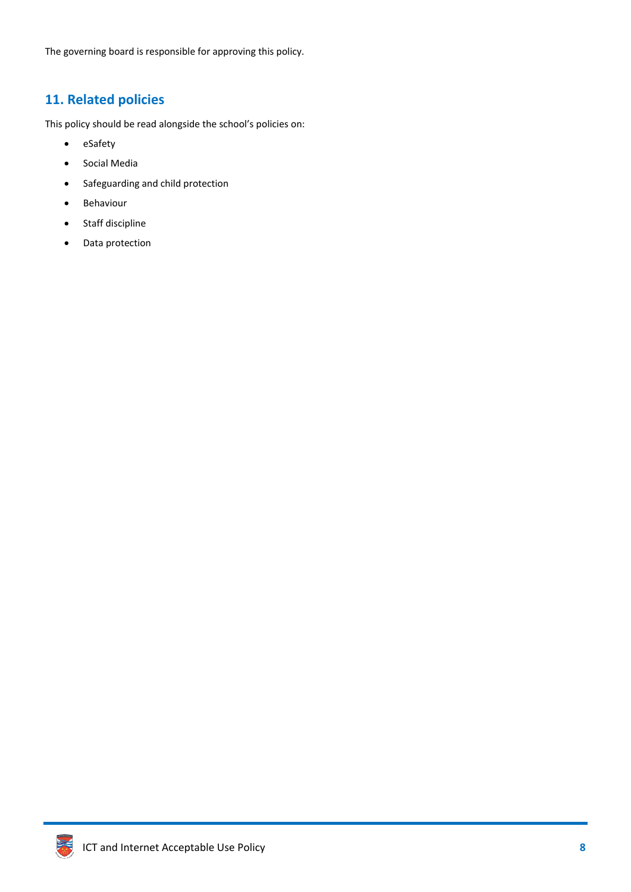The governing board is responsible for approving this policy.

## 11. Related policies

This policy should be read alongside the school's policies on:

- eSafety
- Social Media
- Safeguarding and child protection
- Behaviour
- Staff discipline
- Data protection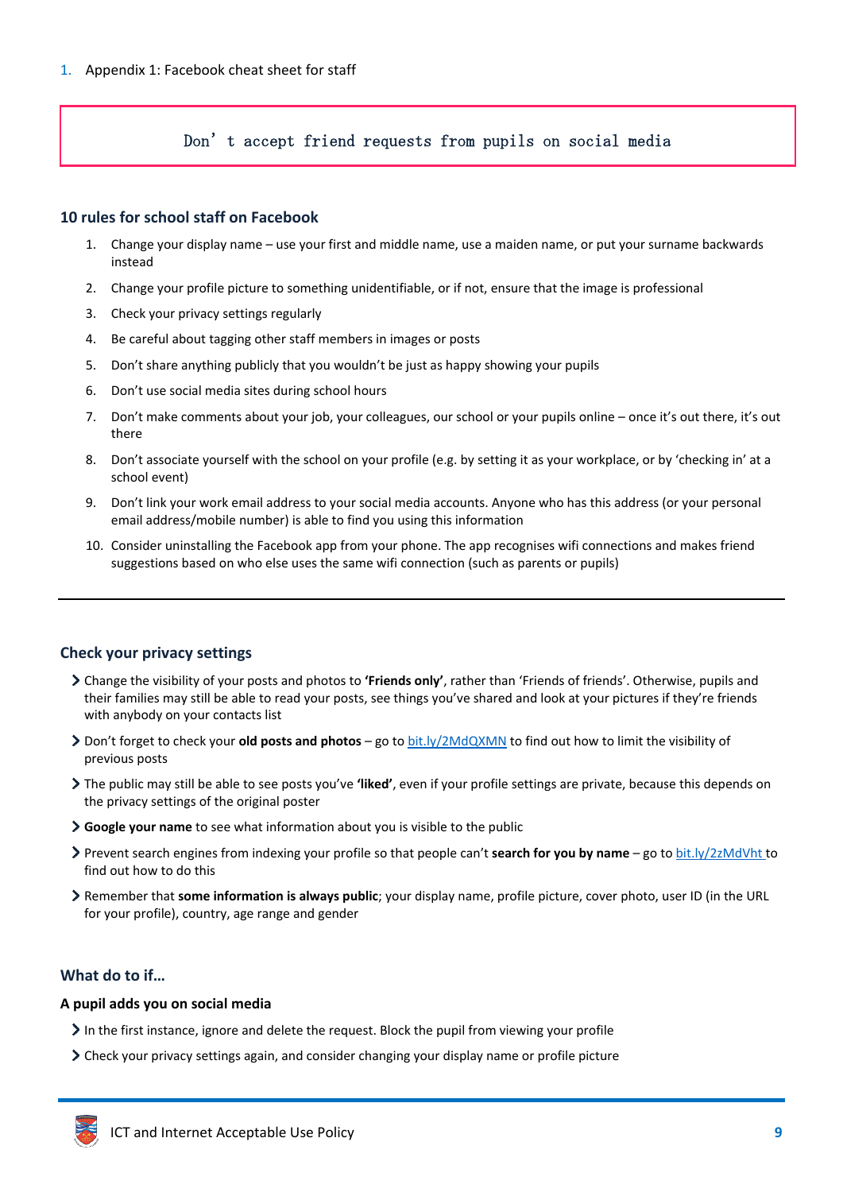1. Appendix 1: Facebook cheat sheet for staff

**Don't accept friend requests from pupils on social media**

### 10 rules for school staff on Facebook

1. Change your display name – use your first and middle name, use a maiden name, or put your surname backwards instead
2. Change your profile picture to something unidentifiable, or if not, ensure that the image is professional
3. Check your privacy settings regularly
4. Be careful about tagging other staff members in images or posts
5. Don't share anything publicly that you wouldn't be just as happy showing your pupils
6. Don't use social media sites during school hours
7. Don't make comments about your job, your colleagues, our school or your pupils online – once it's out there, it's out there
8. Don't associate yourself with the school on your profile (e.g. by setting it as your workplace, or by 'checking in' at a school event)
9. Don't link your work email address to your social media accounts. Anyone who has this address (or your personal email address/mobile number) is able to find you using this information
10. Consider uninstalling the Facebook app from your phone. The app recognises wifi connections and makes friend suggestions based on who else uses the same wifi connection (such as parents or pupils)

---

### Check your privacy settings

- Change the visibility of your posts and photos to **'Friends only'**, rather than 'Friends of friends'. Otherwise, pupils and their families may still be able to read your posts, see things you've shared and look at your pictures if they're friends with anybody on your contacts list
- Don't forget to check your **old posts and photos** – go to bit.ly/2MdQXMN to find out how to limit the visibility of previous posts
- The public may still be able to see posts you've **'liked'**, even if your profile settings are private, because this depends on the privacy settings of the original poster
- **Google your name** to see what information about you is visible to the public
- Prevent search engines from indexing your profile so that people can't **search for you by name** – go to bit.ly/2zMdVht to find out how to do this
- Remember that **some information is always public**; your display name, profile picture, cover photo, user ID (in the URL for your profile), country, age range and gender

### What do to if…

#### A pupil adds you on social media

- In the first instance, ignore and delete the request. Block the pupil from viewing your profile
- Check your privacy settings again, and consider changing your display name or profile picture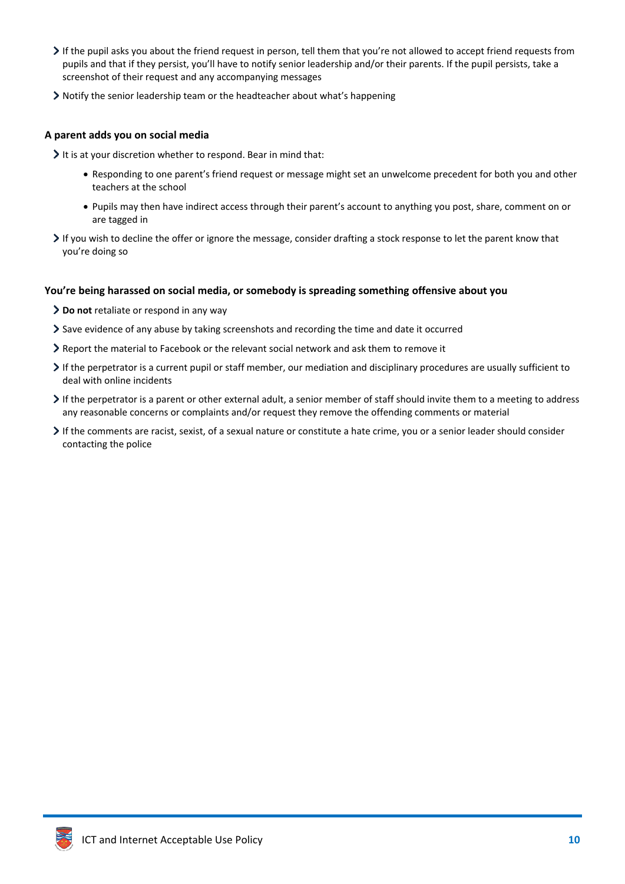- If the pupil asks you about the friend request in person, tell them that you're not allowed to accept friend requests from pupils and that if they persist, you'll have to notify senior leadership and/or their parents. If the pupil persists, take a screenshot of their request and any accompanying messages
- Notify the senior leadership team or the headteacher about what's happening

**A parent adds you on social media**

- It is at your discretion whether to respond. Bear in mind that:
    - Responding to one parent's friend request or message might set an unwelcome precedent for both you and other teachers at the school
    - Pupils may then have indirect access through their parent's account to anything you post, share, comment on or are tagged in
- If you wish to decline the offer or ignore the message, consider drafting a stock response to let the parent know that you're doing so

**You're being harassed on social media, or somebody is spreading something offensive about you**

- **Do not** retaliate or respond in any way
- Save evidence of any abuse by taking screenshots and recording the time and date it occurred
- Report the material to Facebook or the relevant social network and ask them to remove it
- If the perpetrator is a current pupil or staff member, our mediation and disciplinary procedures are usually sufficient to deal with online incidents
- If the perpetrator is a parent or other external adult, a senior member of staff should invite them to a meeting to address any reasonable concerns or complaints and/or request they remove the offending comments or material
- If the comments are racist, sexist, of a sexual nature or constitute a hate crime, you or a senior leader should consider contacting the police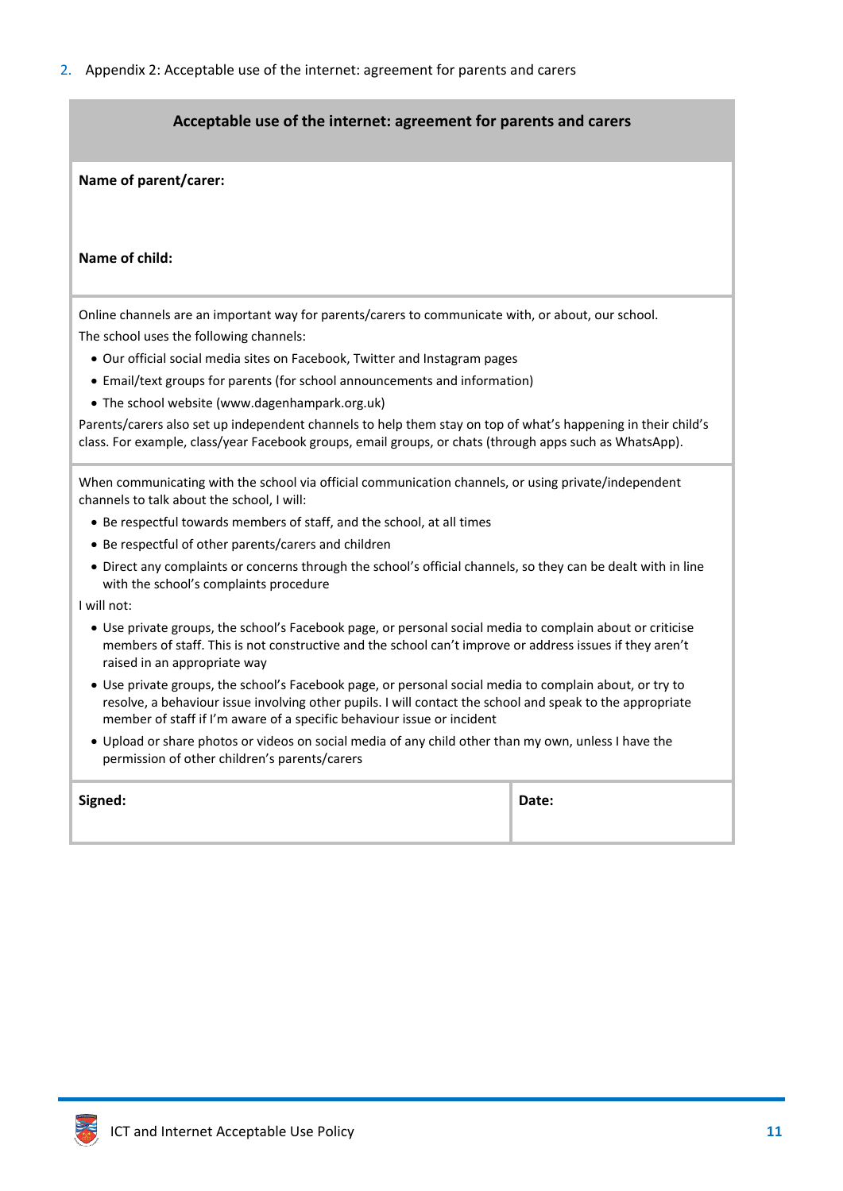2. Appendix 2: Acceptable use of the internet: agreement for parents and carers

| Acceptable use of the internet: agreement for parents and carers | |
|---|---|
| **Name of parent/carer:**<br><br>**Name of child:** | |
| Online channels are an important way for parents/carers to communicate with, or about, our school.<br>The school uses the following channels:<br>• Our official social media sites on Facebook, Twitter and Instagram pages<br>• Email/text groups for parents (for school announcements and information)<br>• The school website (www.dagenhampark.org.uk)<br>Parents/carers also set up independent channels to help them stay on top of what's happening in their child's class. For example, class/year Facebook groups, email groups, or chats (through apps such as WhatsApp). | |
| When communicating with the school via official communication channels, or using private/independent channels to talk about the school, I will:<br>• Be respectful towards members of staff, and the school, at all times<br>• Be respectful of other parents/carers and children<br>• Direct any complaints or concerns through the school's official channels, so they can be dealt with in line with the school's complaints procedure<br>I will not:<br>• Use private groups, the school's Facebook page, or personal social media to complain about or criticise members of staff. This is not constructive and the school can't improve or address issues if they aren't raised in an appropriate way<br>• Use private groups, the school's Facebook page, or personal social media to complain about, or try to resolve, a behaviour issue involving other pupils. I will contact the school and speak to the appropriate member of staff if I'm aware of a specific behaviour issue or incident<br>• Upload or share photos or videos on social media of any child other than my own, unless I have the permission of other children's parents/carers | |
| **Signed:** | **Date:** |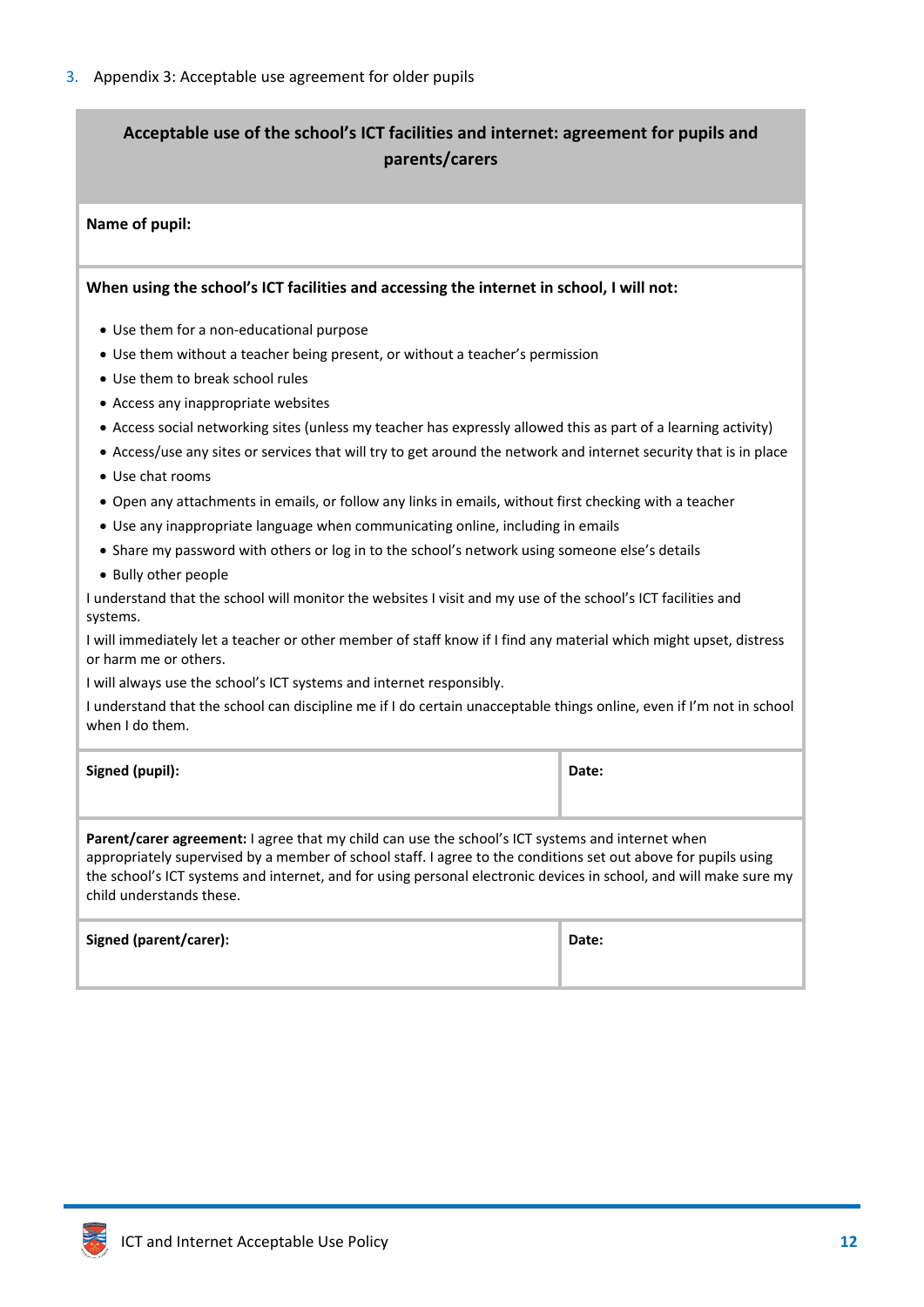3. Appendix 3: Acceptable use agreement for older pupils

| **Acceptable use of the school's ICT facilities and internet: agreement for pupils and parents/carers** | |
|---|---|
| **Name of pupil:** | |
| **When using the school's ICT facilities and accessing the internet in school, I will not:** <br> • Use them for a non-educational purpose <br> • Use them without a teacher being present, or without a teacher's permission <br> • Use them to break school rules <br> • Access any inappropriate websites <br> • Access social networking sites (unless my teacher has expressly allowed this as part of a learning activity) <br> • Access/use any sites or services that will try to get around the network and internet security that is in place <br> • Use chat rooms <br> • Open any attachments in emails, or follow any links in emails, without first checking with a teacher <br> • Use any inappropriate language when communicating online, including in emails <br> • Share my password with others or log in to the school's network using someone else's details <br> • Bully other people <br> I understand that the school will monitor the websites I visit and my use of the school's ICT facilities and systems. <br> I will immediately let a teacher or other member of staff know if I find any material which might upset, distress or harm me or others. <br> I will always use the school's ICT systems and internet responsibly. <br> I understand that the school can discipline me if I do certain unacceptable things online, even if I'm not in school when I do them. | |
| **Signed (pupil):** | **Date:** |
| **Parent/carer agreement:** I agree that my child can use the school's ICT systems and internet when appropriately supervised by a member of school staff. I agree to the conditions set out above for pupils using the school's ICT systems and internet, and for using personal electronic devices in school, and will make sure my child understands these. | |
| **Signed (parent/carer):** | **Date:** |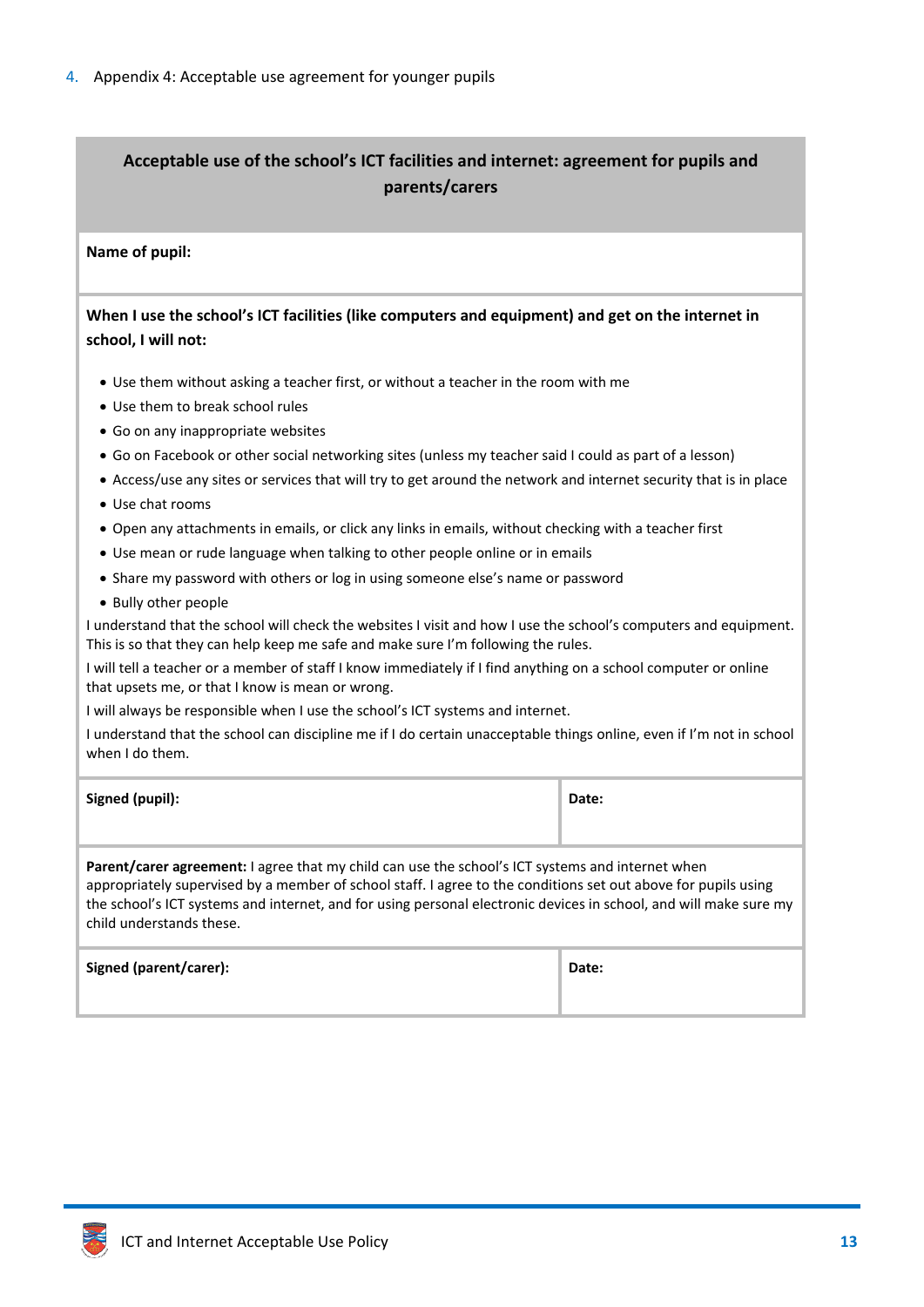## 4. Appendix 4: Acceptable use agreement for younger pupils

| **Acceptable use of the school's ICT facilities and internet: agreement for pupils and parents/carers** | |
|---|---|
| **Name of pupil:** | |
| **When I use the school's ICT facilities (like computers and equipment) and get on the internet in school, I will not:**<br>• Use them without asking a teacher first, or without a teacher in the room with me<br>• Use them to break school rules<br>• Go on any inappropriate websites<br>• Go on Facebook or other social networking sites (unless my teacher said I could as part of a lesson)<br>• Access/use any sites or services that will try to get around the network and internet security that is in place<br>• Use chat rooms<br>• Open any attachments in emails, or click any links in emails, without checking with a teacher first<br>• Use mean or rude language when talking to other people online or in emails<br>• Share my password with others or log in using someone else's name or password<br>• Bully other people<br>I understand that the school will check the websites I visit and how I use the school's computers and equipment. This is so that they can help keep me safe and make sure I'm following the rules.<br>I will tell a teacher or a member of staff I know immediately if I find anything on a school computer or online that upsets me, or that I know is mean or wrong.<br>I will always be responsible when I use the school's ICT systems and internet.<br>I understand that the school can discipline me if I do certain unacceptable things online, even if I'm not in school when I do them. | |
| **Signed (pupil):** | **Date:** |
| **Parent/carer agreement:** I agree that my child can use the school's ICT systems and internet when appropriately supervised by a member of school staff. I agree to the conditions set out above for pupils using the school's ICT systems and internet, and for using personal electronic devices in school, and will make sure my child understands these. | |
| **Signed (parent/carer):** | **Date:** |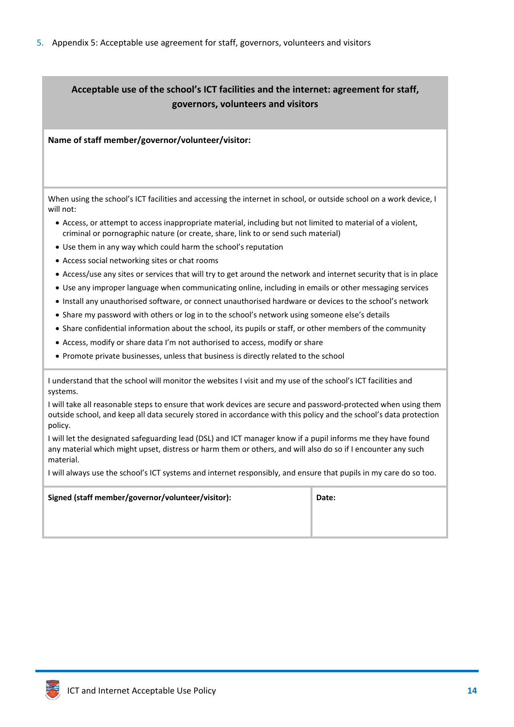5. Appendix 5: Acceptable use agreement for staff, governors, volunteers and visitors

| **Acceptable use of the school's ICT facilities and the internet: agreement for staff, governors, volunteers and visitors** | |
|---|---|
| **Name of staff member/governor/volunteer/visitor:** | |
| When using the school's ICT facilities and accessing the internet in school, or outside school on a work device, I will not:<br>• Access, or attempt to access inappropriate material, including but not limited to material of a violent, criminal or pornographic nature (or create, share, link to or send such material)<br>• Use them in any way which could harm the school's reputation<br>• Access social networking sites or chat rooms<br>• Access/use any sites or services that will try to get around the network and internet security that is in place<br>• Use any improper language when communicating online, including in emails or other messaging services<br>• Install any unauthorised software, or connect unauthorised hardware or devices to the school's network<br>• Share my password with others or log in to the school's network using someone else's details<br>• Share confidential information about the school, its pupils or staff, or other members of the community<br>• Access, modify or share data I'm not authorised to access, modify or share<br>• Promote private businesses, unless that business is directly related to the school | |
| I understand that the school will monitor the websites I visit and my use of the school's ICT facilities and systems.<br>I will take all reasonable steps to ensure that work devices are secure and password-protected when using them outside school, and keep all data securely stored in accordance with this policy and the school's data protection policy.<br>I will let the designated safeguarding lead (DSL) and ICT manager know if a pupil informs me they have found any material which might upset, distress or harm them or others, and will also do so if I encounter any such material.<br>I will always use the school's ICT systems and internet responsibly, and ensure that pupils in my care do so too. | |
| **Signed (staff member/governor/volunteer/visitor):** | **Date:** |